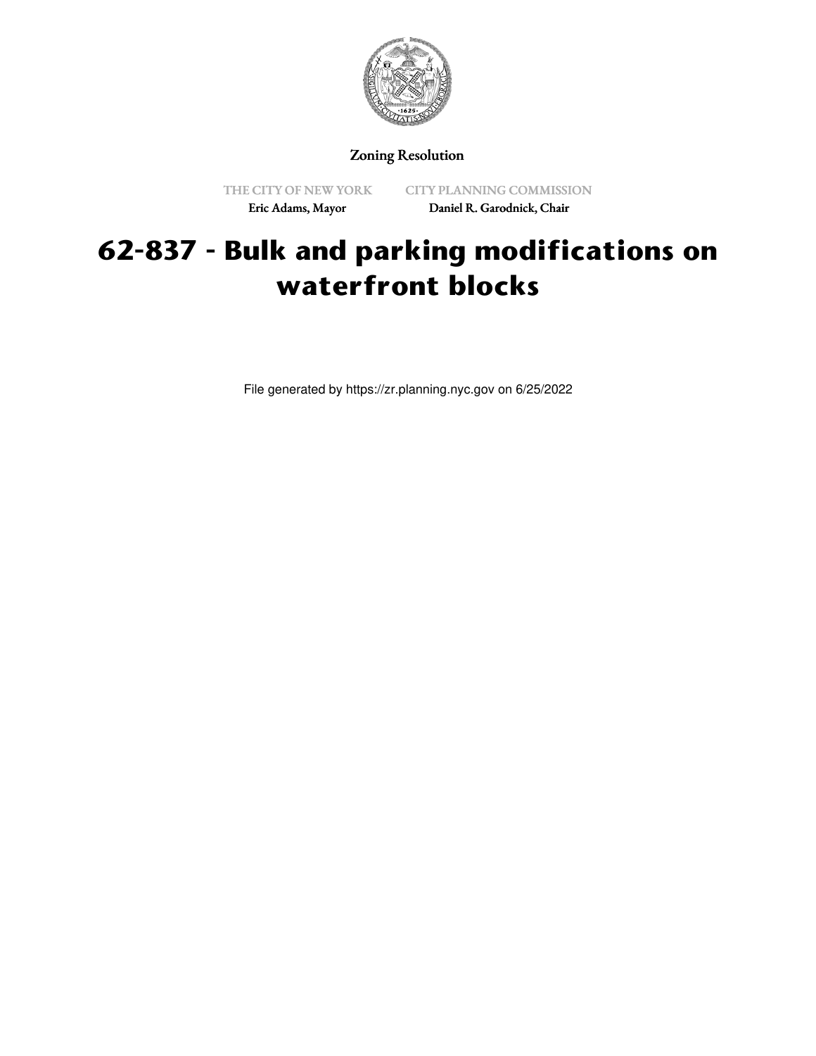Zoning Resolution

THE CITY OF NEW YORK
Eric Adams, Mayor

CITY PLANNING COMMISSION
Daniel R. Garodnick, Chair

# 62-837 - Bulk and parking modifications on waterfront blocks

File generated by https://zr.planning.nyc.gov on 6/25/2022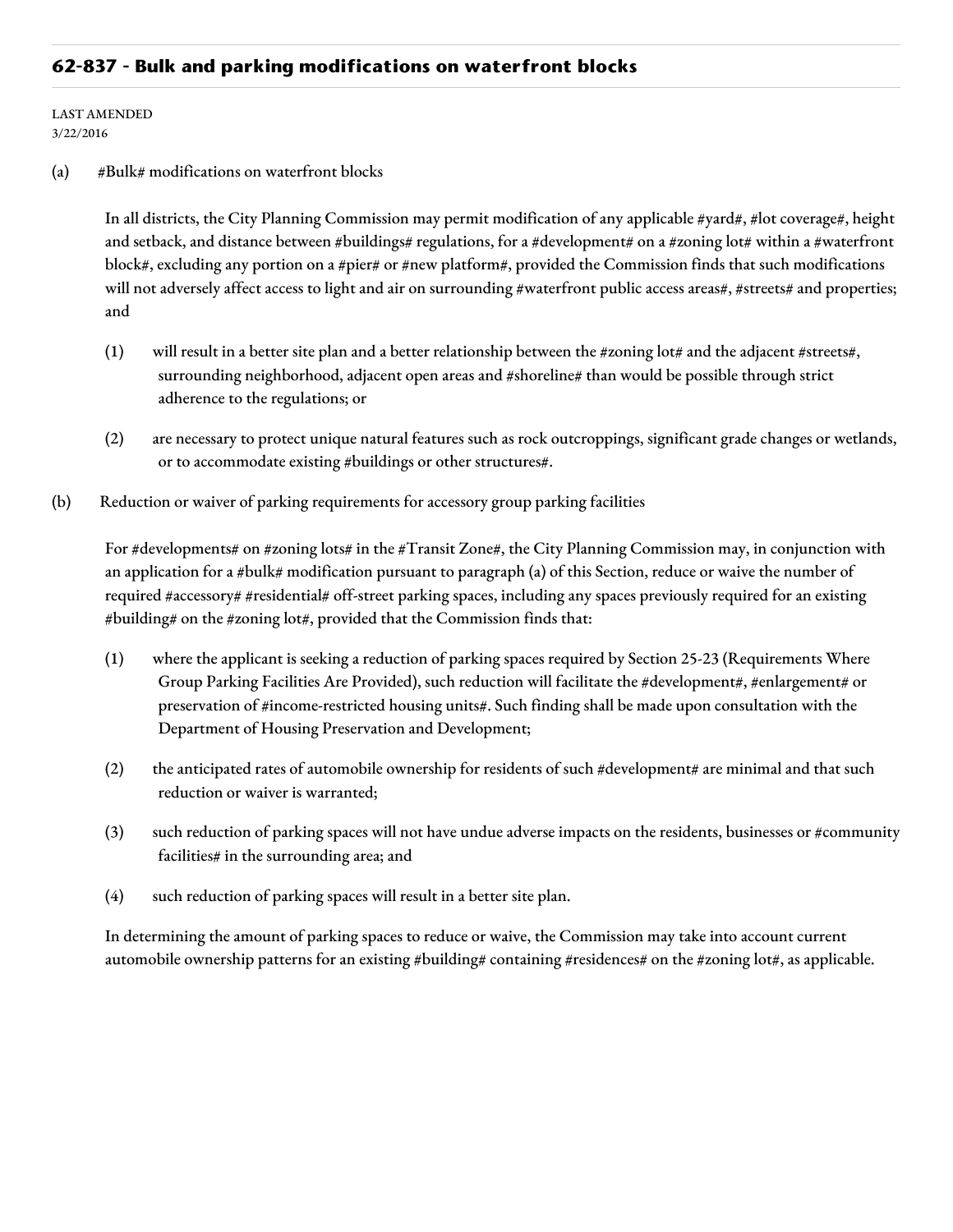## 62-837 - Bulk and parking modifications on waterfront blocks

LAST AMENDED
3/22/2016

(a) #Bulk# modifications on waterfront blocks

In all districts, the City Planning Commission may permit modification of any applicable #yard#, #lot coverage#, height and setback, and distance between #buildings# regulations, for a #development# on a #zoning lot# within a #waterfront block#, excluding any portion on a #pier# or #new platform#, provided the Commission finds that such modifications will not adversely affect access to light and air on surrounding #waterfront public access areas#, #streets# and properties; and

(1) will result in a better site plan and a better relationship between the #zoning lot# and the adjacent #streets#, surrounding neighborhood, adjacent open areas and #shoreline# than would be possible through strict adherence to the regulations; or

(2) are necessary to protect unique natural features such as rock outcroppings, significant grade changes or wetlands, or to accommodate existing #buildings or other structures#.

(b) Reduction or waiver of parking requirements for accessory group parking facilities

For #developments# on #zoning lots# in the #Transit Zone#, the City Planning Commission may, in conjunction with an application for a #bulk# modification pursuant to paragraph (a) of this Section, reduce or waive the number of required #accessory# #residential# off-street parking spaces, including any spaces previously required for an existing #building# on the #zoning lot#, provided that the Commission finds that:

(1) where the applicant is seeking a reduction of parking spaces required by Section 25-23 (Requirements Where Group Parking Facilities Are Provided), such reduction will facilitate the #development#, #enlargement# or preservation of #income-restricted housing units#. Such finding shall be made upon consultation with the Department of Housing Preservation and Development;

(2) the anticipated rates of automobile ownership for residents of such #development# are minimal and that such reduction or waiver is warranted;

(3) such reduction of parking spaces will not have undue adverse impacts on the residents, businesses or #community facilities# in the surrounding area; and

(4) such reduction of parking spaces will result in a better site plan.

In determining the amount of parking spaces to reduce or waive, the Commission may take into account current automobile ownership patterns for an existing #building# containing #residences# on the #zoning lot#, as applicable.